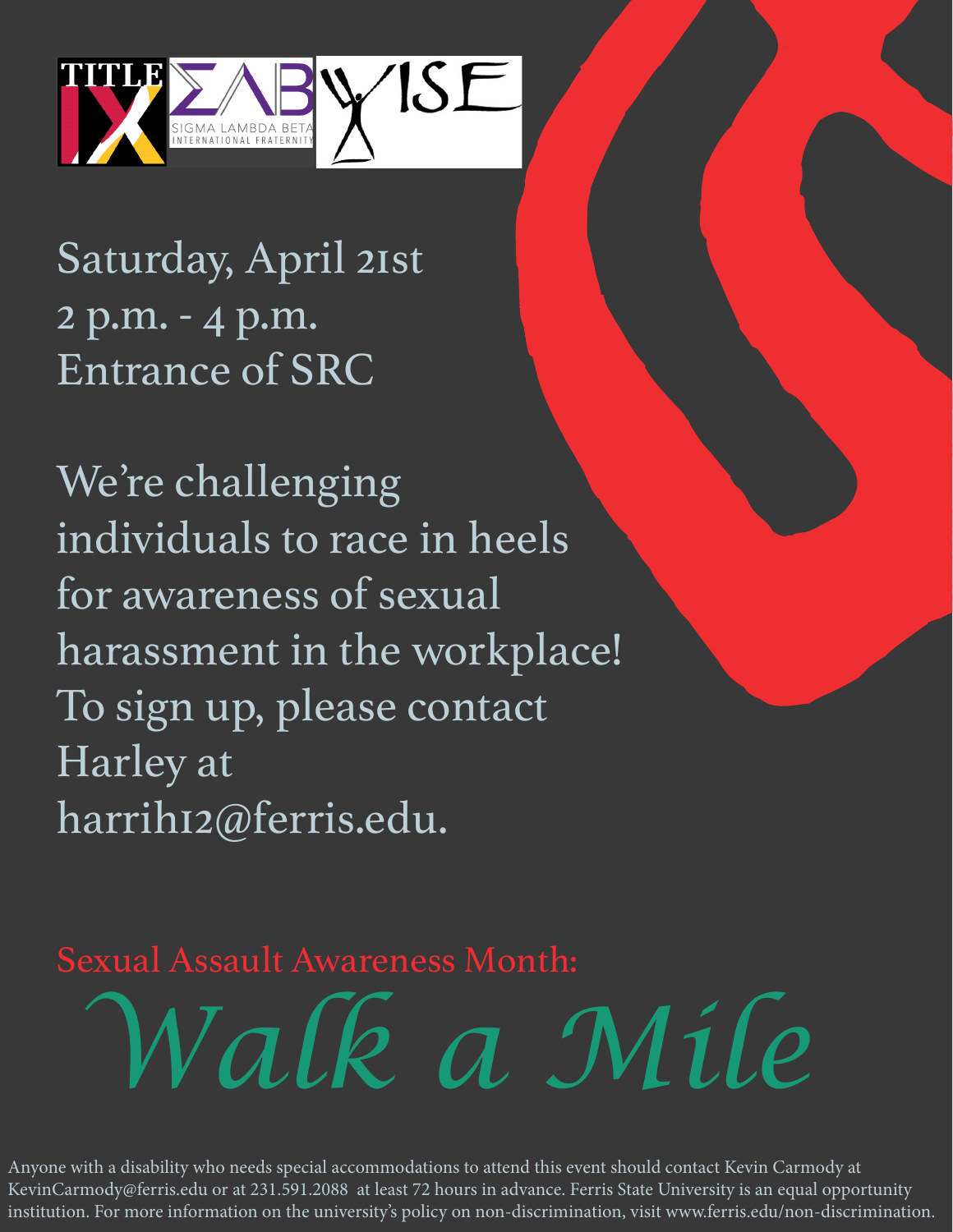TITLE IX | ΣΛΒ SIGMA LAMBDA BETA INTERNATIONAL FRATERNITY | WISE

Saturday, April 21st
2 p.m. - 4 p.m.
Entrance of SRC

We're challenging individuals to race in heels for awareness of sexual harassment in the workplace! To sign up, please contact Harley at harrih12@ferris.edu.

Sexual Assault Awareness Month:

# *Walk a Mile*

Anyone with a disability who needs special accommodations to attend this event should contact Kevin Carmody at KevinCarmody@ferris.edu or at 231.591.2088 at least 72 hours in advance. Ferris State University is an equal opportunity institution. For more information on the university's policy on non-discrimination, visit www.ferris.edu/non-discrimination.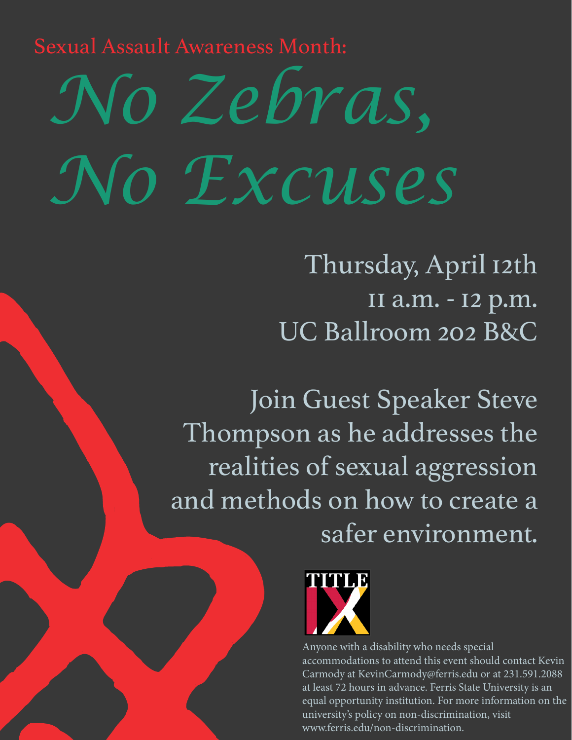Sexual Assault Awareness Month:

# No Zebras, No Excuses

Thursday, April 12th
11 a.m. - 12 p.m.
UC Ballroom 202 B&C

Join Guest Speaker Steve Thompson as he addresses the realities of sexual aggression and methods on how to create a safer environment.

TITLE IX

Anyone with a disability who needs special accommodations to attend this event should contact Kevin Carmody at KevinCarmody@ferris.edu or at 231.591.2088 at least 72 hours in advance. Ferris State University is an equal opportunity institution. For more information on the university's policy on non-discrimination, visit www.ferris.edu/non-discrimination.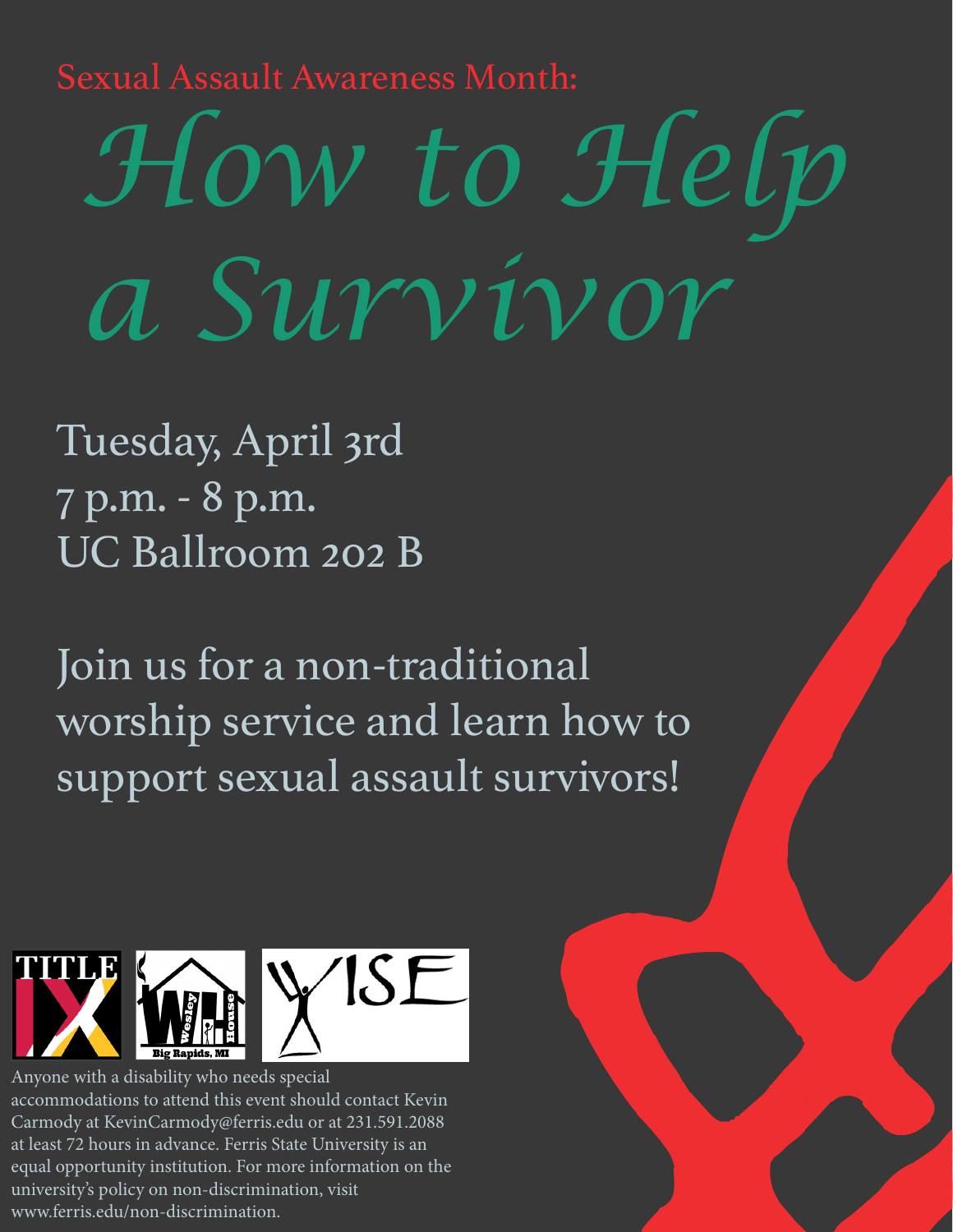Sexual Assault Awareness Month:

# *How to Help a Survivor*

Tuesday, April 3rd
7 p.m. - 8 p.m.
UC Ballroom 202 B

Join us for a non-traditional worship service and learn how to support sexual assault survivors!

Anyone with a disability who needs special accommodations to attend this event should contact Kevin Carmody at KevinCarmody@ferris.edu or at 231.591.2088 at least 72 hours in advance. Ferris State University is an equal opportunity institution. For more information on the university's policy on non-discrimination, visit www.ferris.edu/non-discrimination.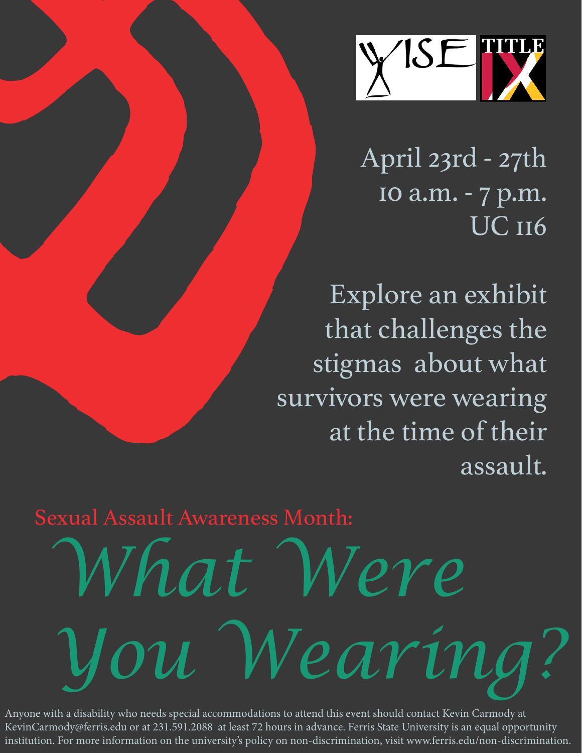YISE | TITLE IX

April 23rd - 27th
10 a.m. - 7 p.m.
UC 116

Explore an exhibit that challenges the stigmas about what survivors were wearing at the time of their assault.

Sexual Assault Awareness Month:

# *What Were You Wearing?*

Anyone with a disability who needs special accommodations to attend this event should contact Kevin Carmody at KevinCarmody@ferris.edu or at 231.591.2088 at least 72 hours in advance. Ferris State University is an equal opportunity institution. For more information on the university's policy on non-discrimination, visit www.ferris.edu/non-discrimination.